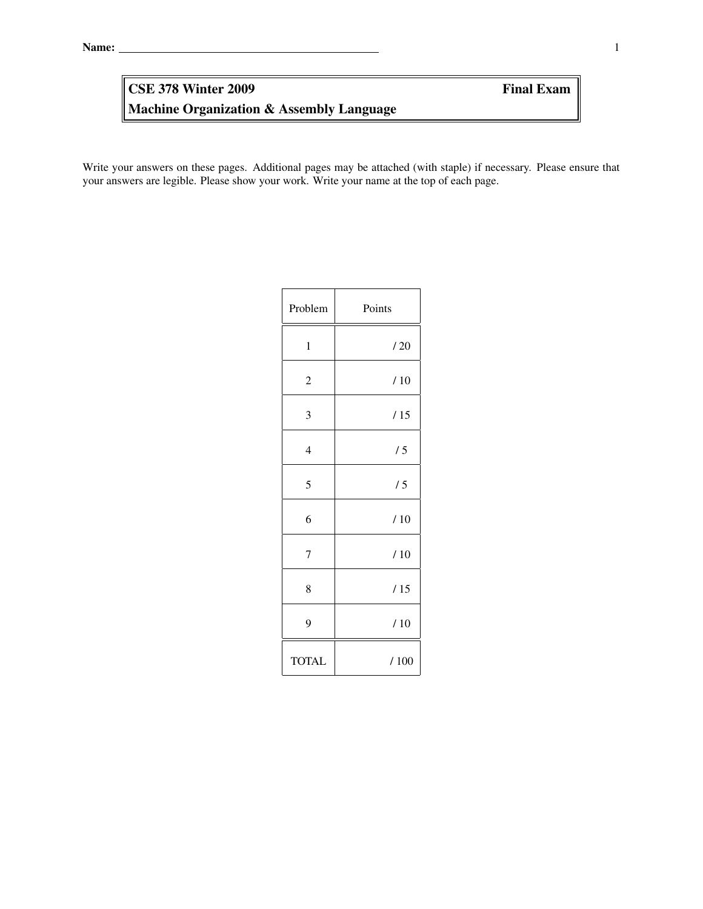**Name:** ______________________________________________

| **CSE 378 Winter 2009** | **Final Exam** |
| --- | --- |
| **Machine Organization & Assembly Language** | |

Write your answers on these pages. Additional pages may be attached (with staple) if necessary. Please ensure that your answers are legible. Please show your work. Write your name at the top of each page.

| Problem | Points |
| --- | --- |
| 1 | / 20 |
| 2 | / 10 |
| 3 | / 15 |
| 4 | / 5 |
| 5 | / 5 |
| 6 | / 10 |
| 7 | / 10 |
| 8 | / 15 |
| 9 | / 10 |
| TOTAL | / 100 |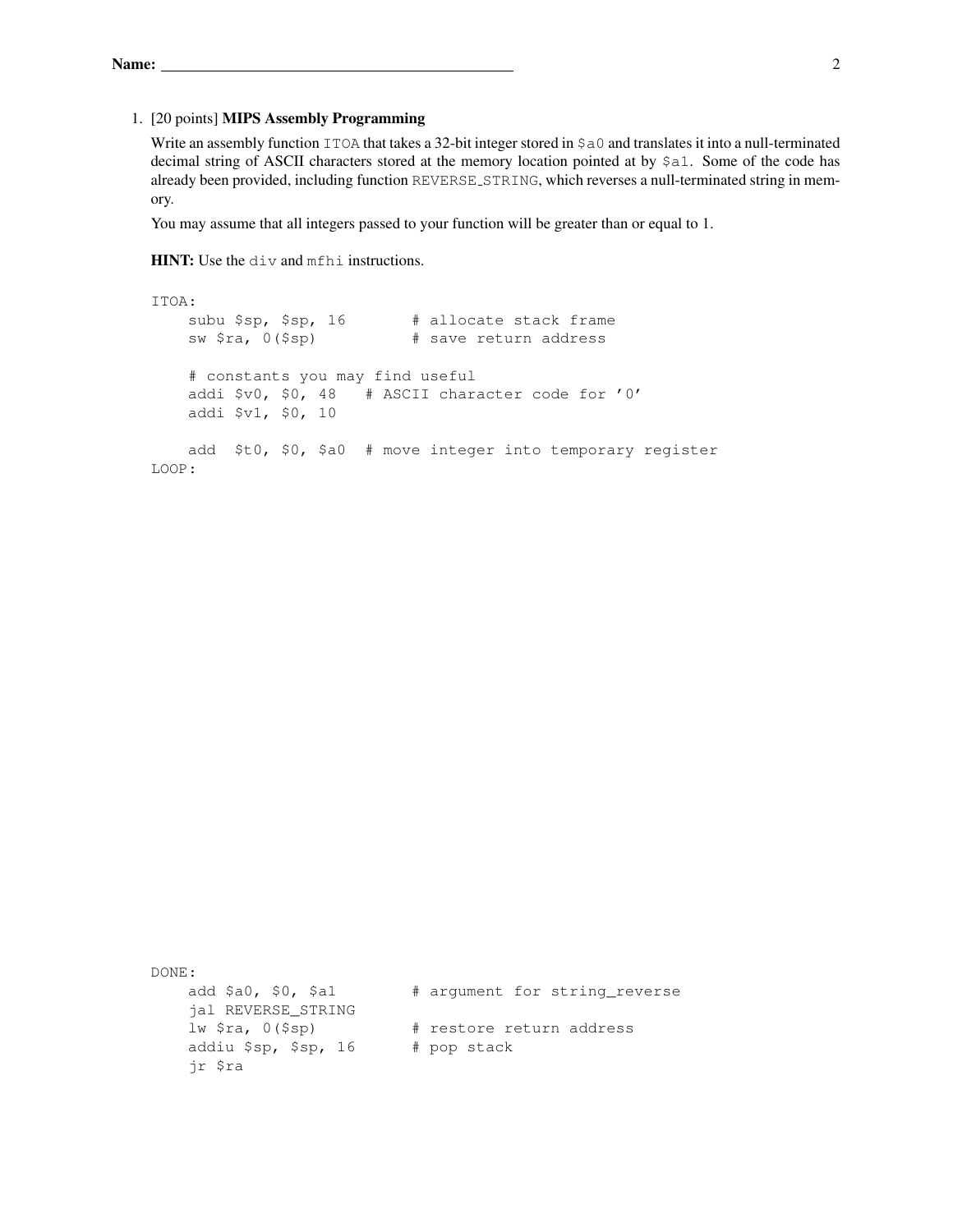1. [20 points] **MIPS Assembly Programming**

   Write an assembly function `ITOA` that takes a 32-bit integer stored in `$a0` and translates it into a null-terminated decimal string of ASCII characters stored at the memory location pointed at by `$a1`. Some of the code has already been provided, including function `REVERSE_STRING`, which reverses a null-terminated string in memory.

   You may assume that all integers passed to your function will be greater than or equal to 1.

   **HINT:** Use the `div` and `mfhi` instructions.

```
ITOA:
    subu $sp, $sp, 16       # allocate stack frame
    sw $ra, 0($sp)          # save return address

    # constants you may find useful
    addi $v0, $0, 48   # ASCII character code for '0'
    addi $v1, $0, 10

    add  $t0, $0, $a0  # move integer into temporary register
LOOP:
```

```
DONE:
    add $a0, $0, $a1        # argument for string_reverse
    jal REVERSE_STRING
    lw $ra, 0($sp)          # restore return address
    addiu $sp, $sp, 16      # pop stack
    jr $ra
```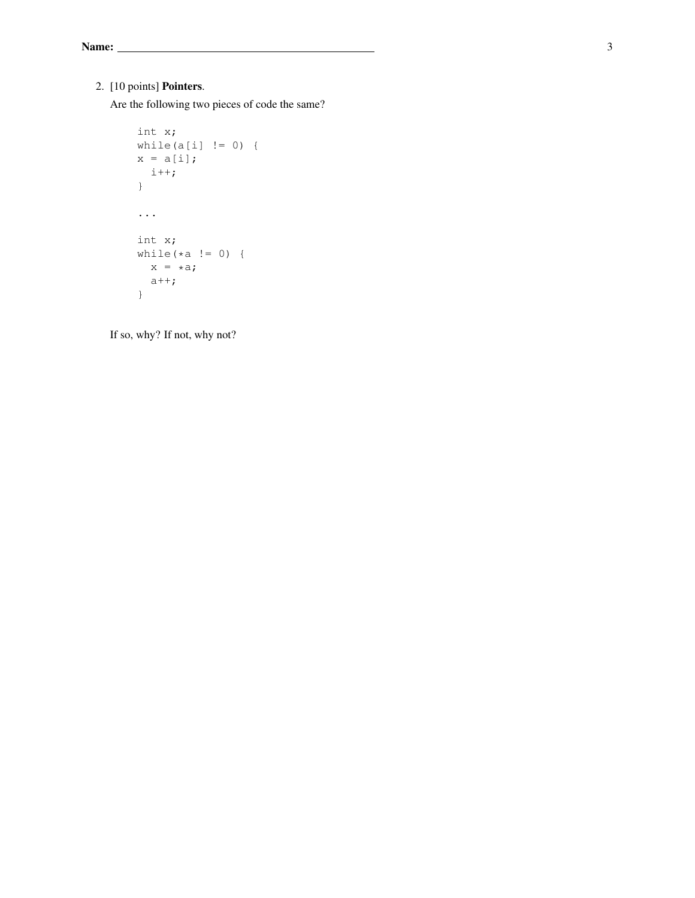Name: ______________________________

2. [10 points] **Pointers**.

   Are the following two pieces of code the same?

```
int x;
while(a[i] != 0) {
x = a[i];
  i++;
}

...

int x;
while(*a != 0) {
  x = *a;
  a++;
}
```

   If so, why? If not, why not?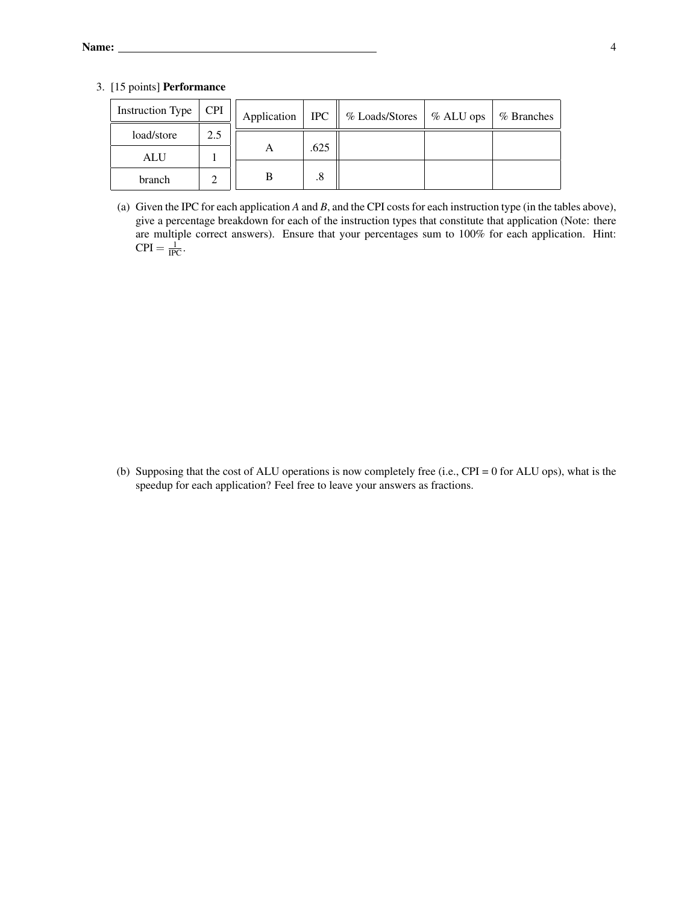3. [15 points] **Performance**

| Instruction Type | CPI |
|---|---|
| load/store | 2.5 |
| ALU | 1 |
| branch | 2 |

| Application | IPC | % Loads/Stores | % ALU ops | % Branches |
|---|---|---|---|---|
| A | .625 | | | |
| B | .8 | | | |

(a) Given the IPC for each application *A* and *B*, and the CPI costs for each instruction type (in the tables above), give a percentage breakdown for each of the instruction types that constitute that application (Note: there are multiple correct answers). Ensure that your percentages sum to 100% for each application. Hint: $\text{CPI} = \frac{1}{\text{IPC}}$.

(b) Supposing that the cost of ALU operations is now completely free (i.e., CPI = 0 for ALU ops), what is the speedup for each application? Feel free to leave your answers as fractions.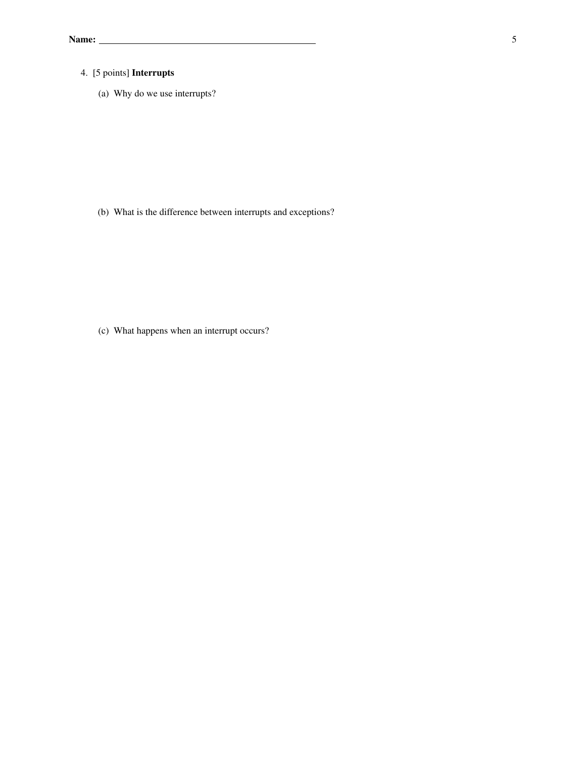Name: 

4. [5 points] **Interrupts**

   (a) Why do we use interrupts?

   (b) What is the difference between interrupts and exceptions?

   (c) What happens when an interrupt occurs?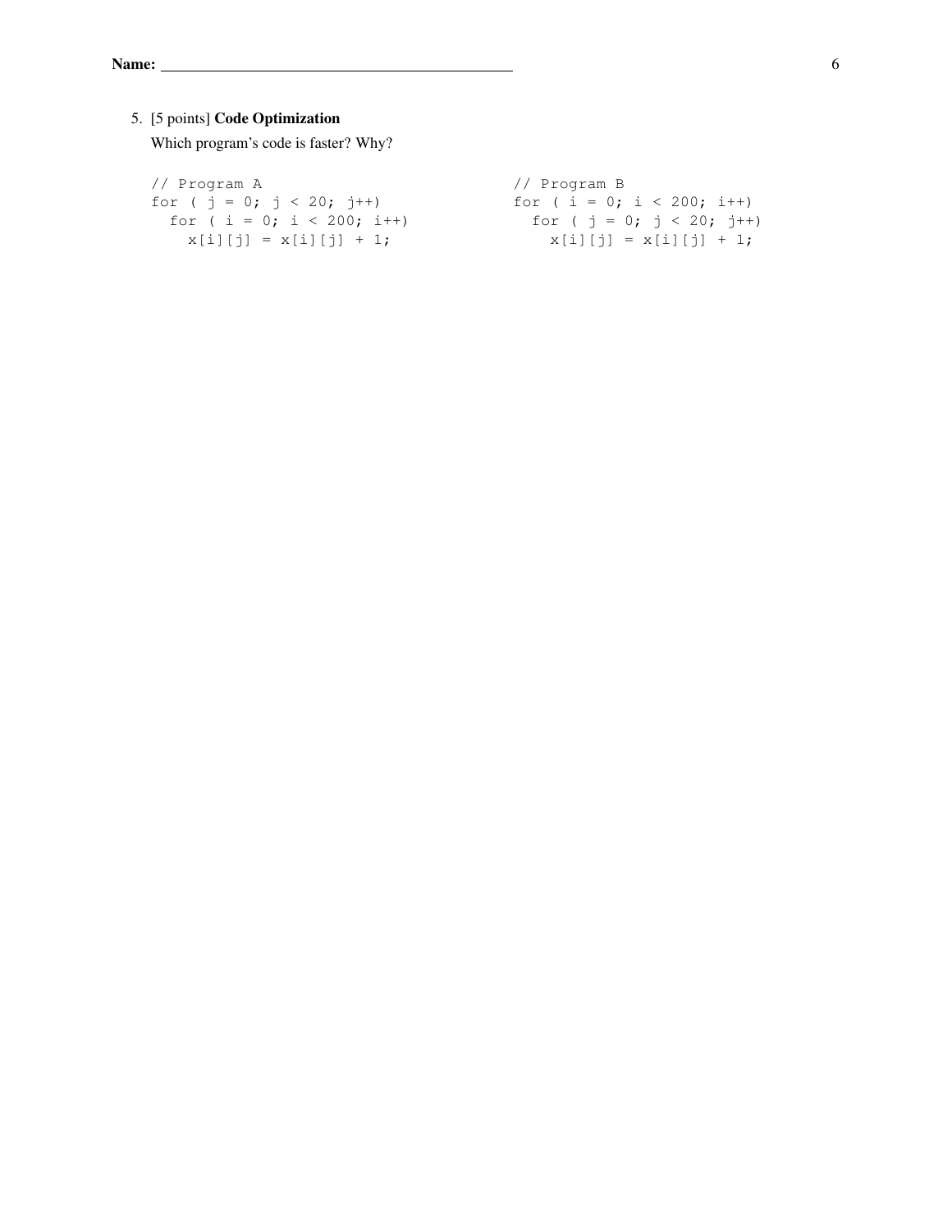**Name:** ____________________________________________

5. [5 points] **Code Optimization**

   Which program's code is faster? Why?

```
// Program A
for ( j = 0; j < 20; j++)
  for ( i = 0; i < 200; i++)
    x[i][j] = x[i][j] + 1;
```

```
// Program B
for ( i = 0; i < 200; i++)
  for ( j = 0; j < 20; j++)
    x[i][j] = x[i][j] + 1;
```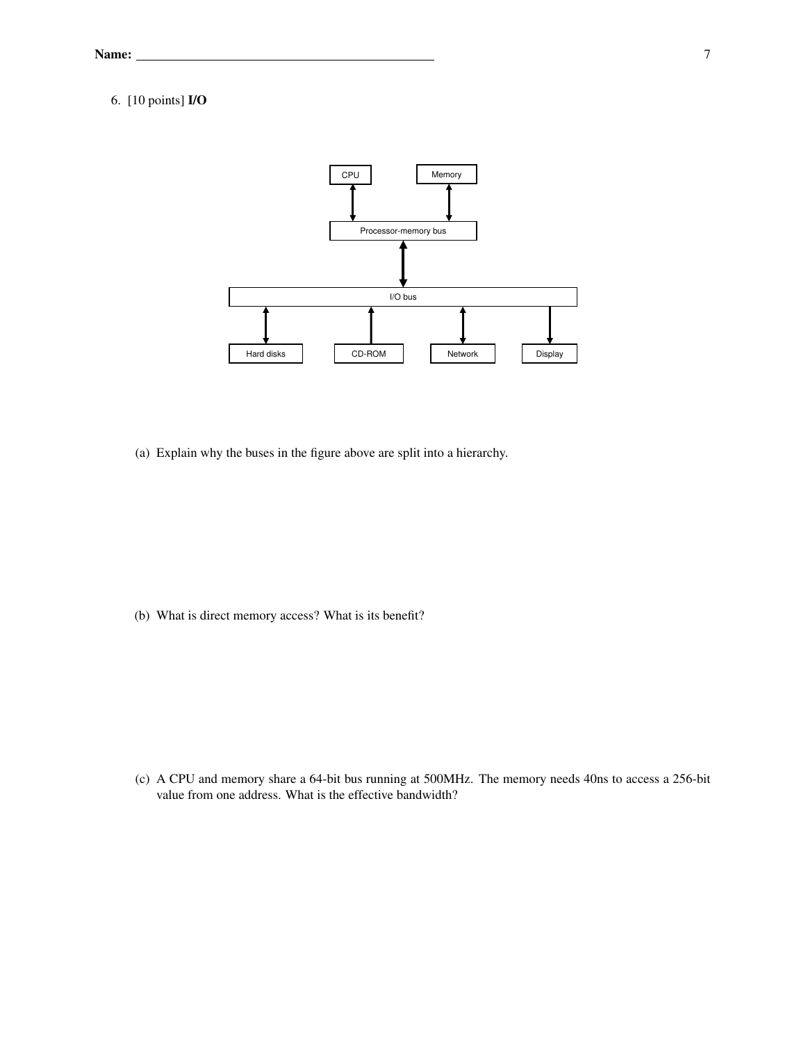Name: \_\_\_\_\_\_\_\_\_\_\_\_\_\_\_\_\_\_\_\_\_\_\_\_\_\_\_\_\_\_\_\_\_\_\_\_\_\_\_\_\_\_\_\_

6. [10 points] **I/O**

CPU | Memory

Processor-memory bus

I/O bus

Hard disks | CD-ROM | Network | Display

(a) Explain why the buses in the figure above are split into a hierarchy.

(b) What is direct memory access? What is its benefit?

(c) A CPU and memory share a 64-bit bus running at 500MHz. The memory needs 40ns to access a 256-bit value from one address. What is the effective bandwidth?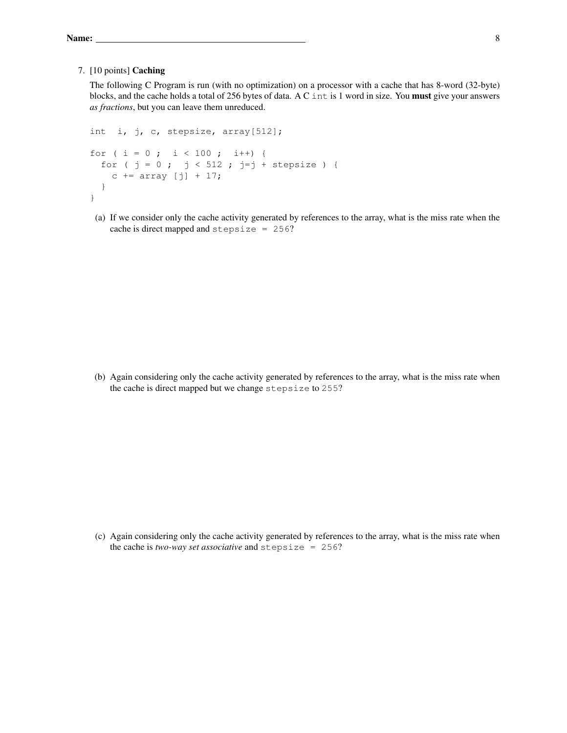7. [10 points] **Caching**

   The following C Program is run (with no optimization) on a processor with a cache that has 8-word (32-byte) blocks, and the cache holds a total of 256 bytes of data. A C `int` is 1 word in size. You **must** give your answers *as fractions*, but you can leave them unreduced.

```
int  i, j, c, stepsize, array[512];

for ( i = 0 ;  i < 100 ;  i++) {
  for ( j = 0 ;  j < 512 ; j=j + stepsize ) {
    c += array [j] + 17;
  }
}
```

   (a) If we consider only the cache activity generated by references to the array, what is the miss rate when the cache is direct mapped and `stepsize = 256`?

   (b) Again considering only the cache activity generated by references to the array, what is the miss rate when the cache is direct mapped but we change `stepsize` to `255`?

   (c) Again considering only the cache activity generated by references to the array, what is the miss rate when the cache is *two-way set associative* and `stepsize = 256`?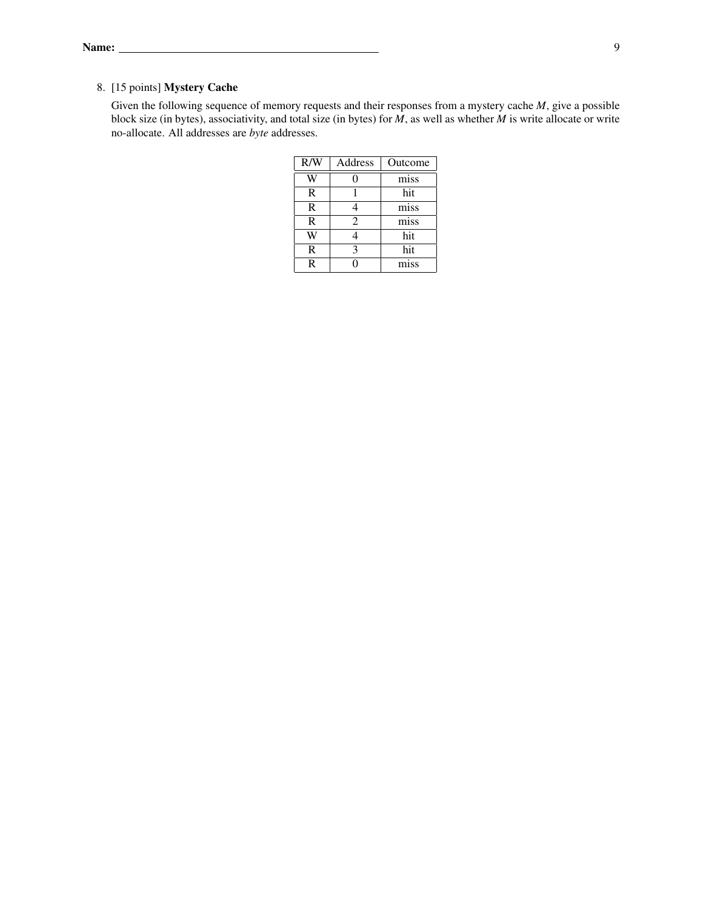8. [15 points] **Mystery Cache**

   Given the following sequence of memory requests and their responses from a mystery cache *M*, give a possible block size (in bytes), associativity, and total size (in bytes) for *M*, as well as whether *M* is write allocate or write no-allocate. All addresses are *byte* addresses.

| R/W | Address | Outcome |
|---|---|---|
| W | 0 | miss |
| R | 1 | hit |
| R | 4 | miss |
| R | 2 | miss |
| W | 4 | hit |
| R | 3 | hit |
| R | 0 | miss |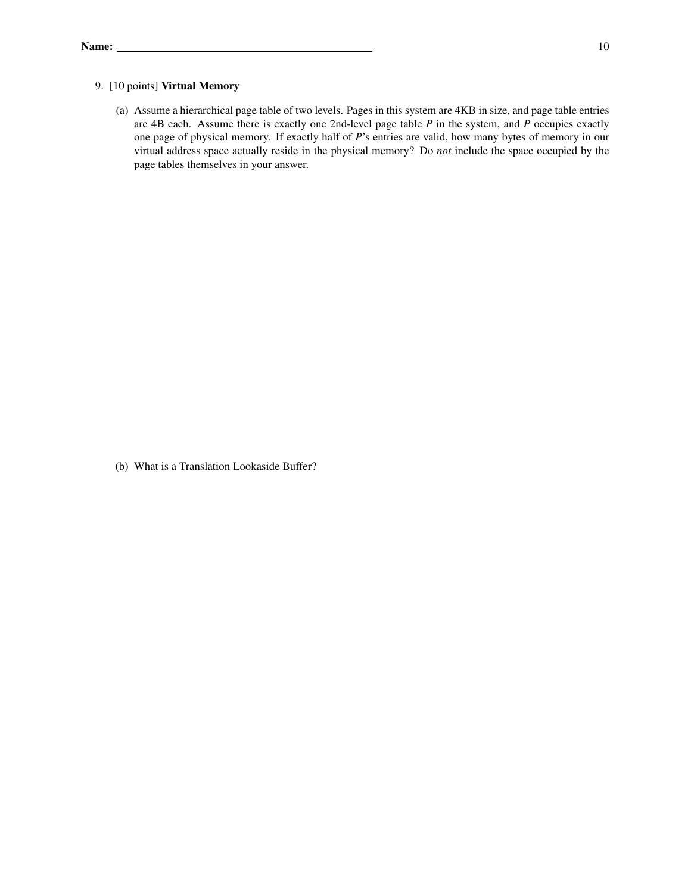9. [10 points] **Virtual Memory**

   (a) Assume a hierarchical page table of two levels. Pages in this system are 4KB in size, and page table entries are 4B each. Assume there is exactly one 2nd-level page table *P* in the system, and *P* occupies exactly one page of physical memory. If exactly half of *P*'s entries are valid, how many bytes of memory in our virtual address space actually reside in the physical memory? Do *not* include the space occupied by the page tables themselves in your answer.

   (b) What is a Translation Lookaside Buffer?